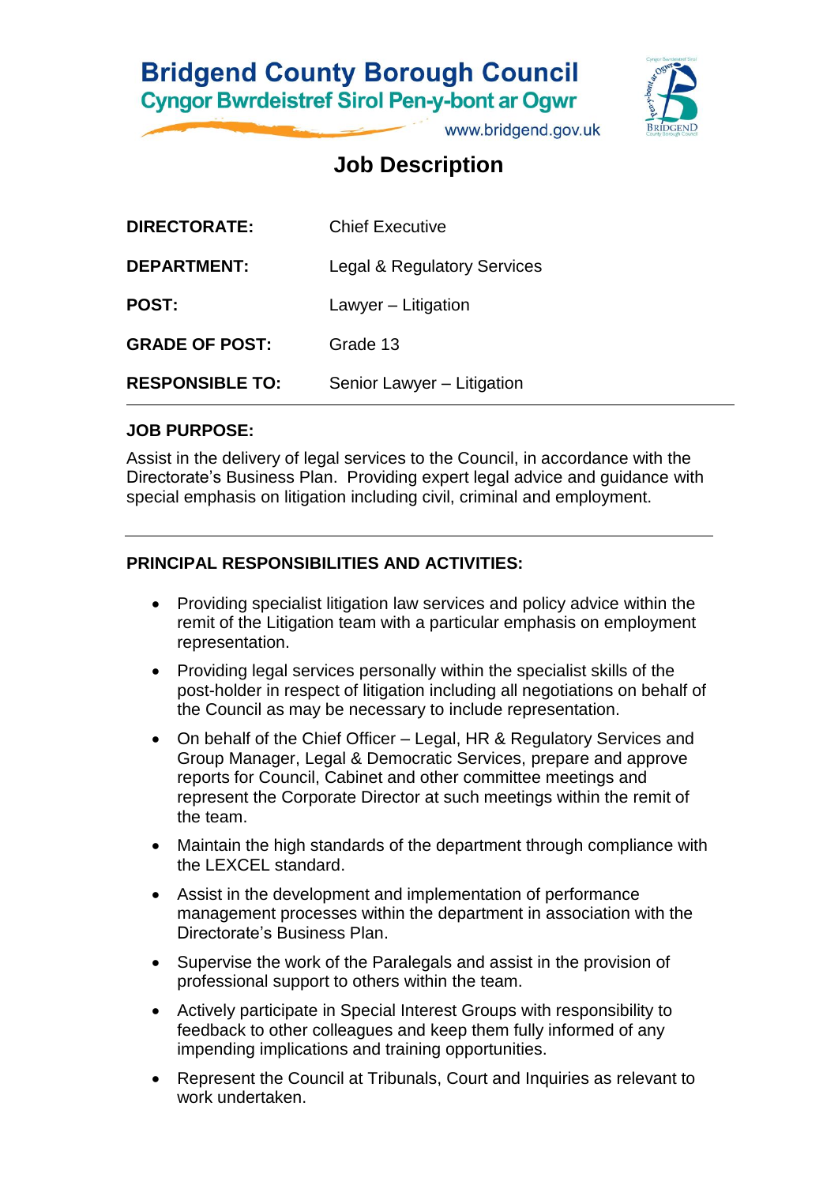# Bridgend County Borough Council

**Cyngor Bwrdeistref Sirol Pen-y-bont ar Ogwr**

www.bridgend.gov.uk

## Job Description

| | |
|---|---|
| **DIRECTORATE:** | Chief Executive |
| **DEPARTMENT:** | Legal & Regulatory Services |
| **POST:** | Lawyer – Litigation |
| **GRADE OF POST:** | Grade 13 |
| **RESPONSIBLE TO:** | Senior Lawyer – Litigation |

### JOB PURPOSE:

Assist in the delivery of legal services to the Council, in accordance with the Directorate's Business Plan. Providing expert legal advice and guidance with special emphasis on litigation including civil, criminal and employment.

### PRINCIPAL RESPONSIBILITIES AND ACTIVITIES:

- Providing specialist litigation law services and policy advice within the remit of the Litigation team with a particular emphasis on employment representation.
- Providing legal services personally within the specialist skills of the post-holder in respect of litigation including all negotiations on behalf of the Council as may be necessary to include representation.
- On behalf of the Chief Officer – Legal, HR & Regulatory Services and Group Manager, Legal & Democratic Services, prepare and approve reports for Council, Cabinet and other committee meetings and represent the Corporate Director at such meetings within the remit of the team.
- Maintain the high standards of the department through compliance with the LEXCEL standard.
- Assist in the development and implementation of performance management processes within the department in association with the Directorate's Business Plan.
- Supervise the work of the Paralegals and assist in the provision of professional support to others within the team.
- Actively participate in Special Interest Groups with responsibility to feedback to other colleagues and keep them fully informed of any impending implications and training opportunities.
- Represent the Council at Tribunals, Court and Inquiries as relevant to work undertaken.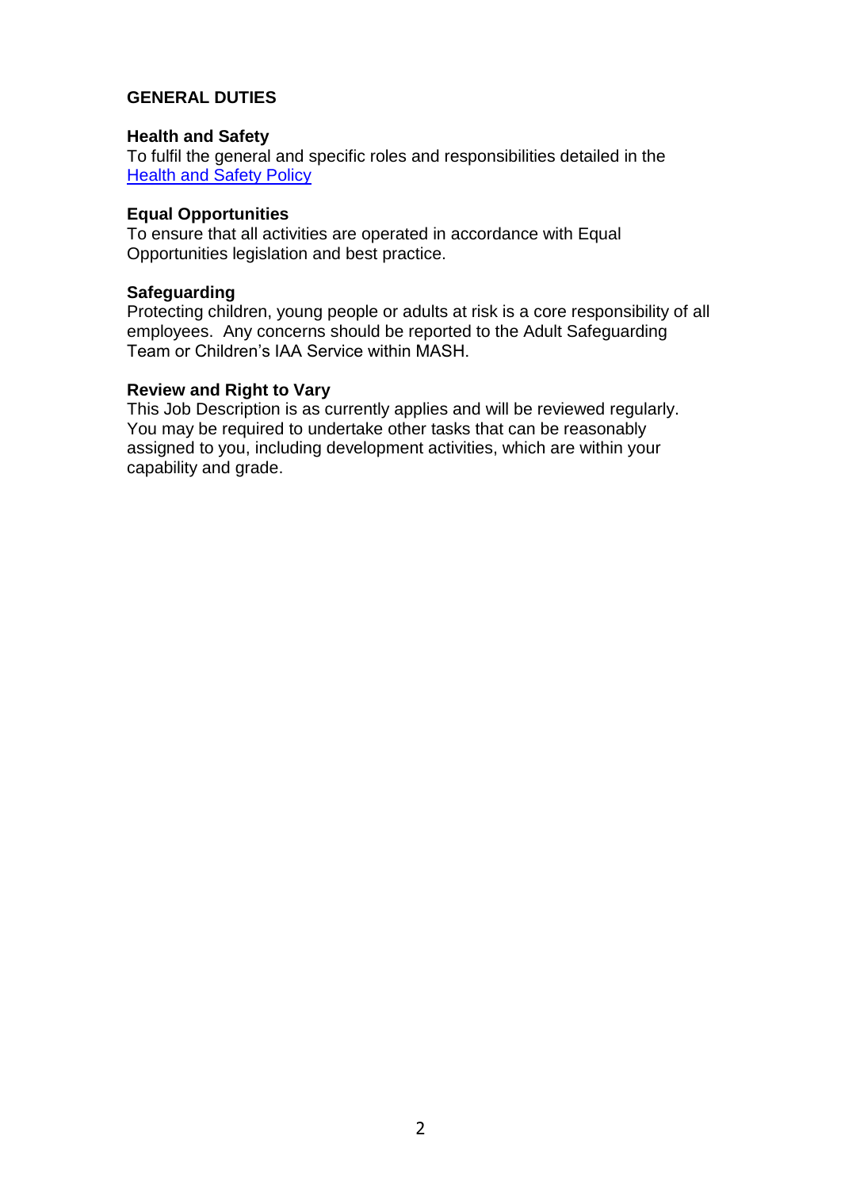## GENERAL DUTIES

### Health and Safety

To fulfil the general and specific roles and responsibilities detailed in the Health and Safety Policy

### Equal Opportunities

To ensure that all activities are operated in accordance with Equal Opportunities legislation and best practice.

### Safeguarding

Protecting children, young people or adults at risk is a core responsibility of all employees. Any concerns should be reported to the Adult Safeguarding Team or Children's IAA Service within MASH.

### Review and Right to Vary

This Job Description is as currently applies and will be reviewed regularly. You may be required to undertake other tasks that can be reasonably assigned to you, including development activities, which are within your capability and grade.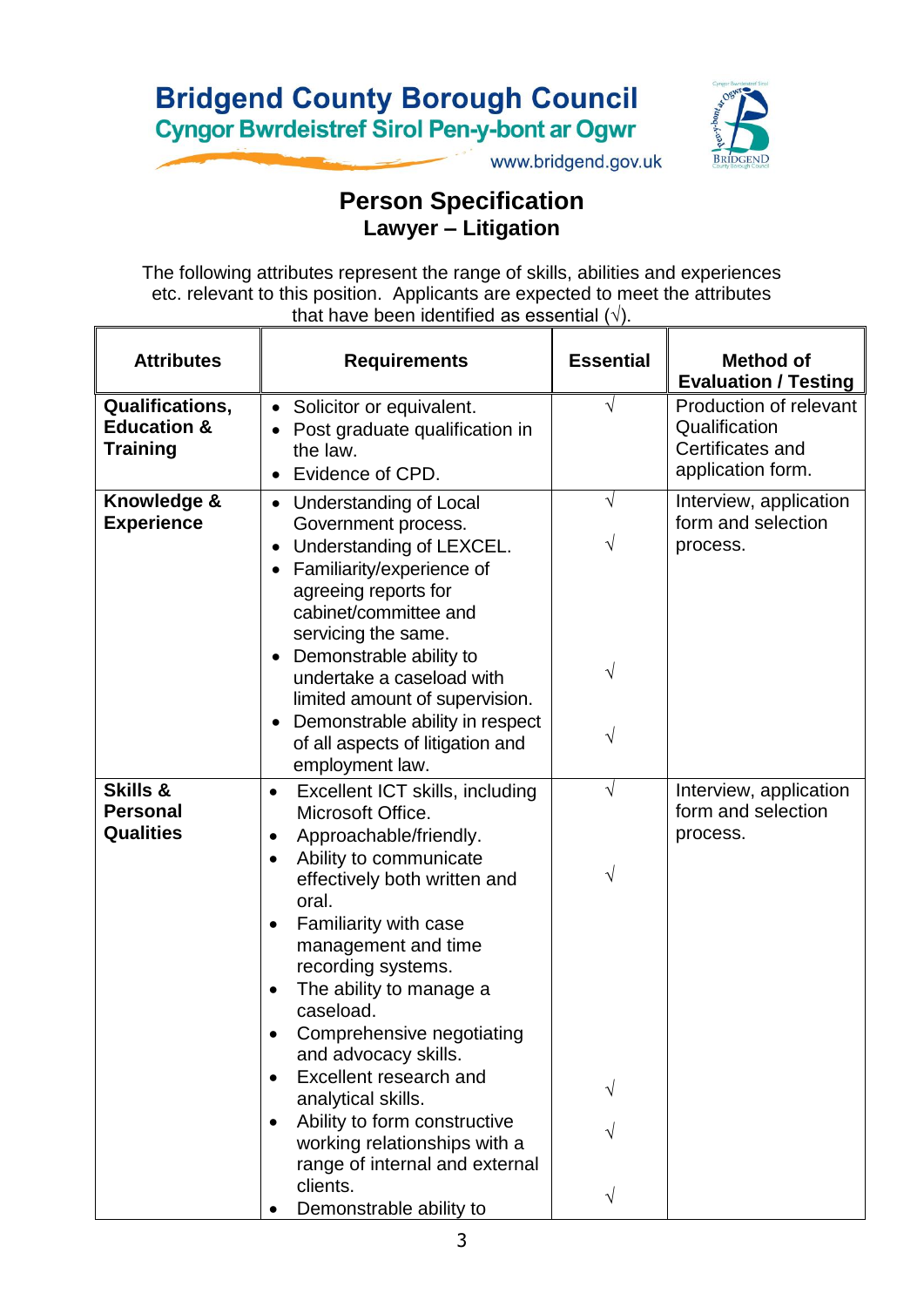# Bridgend County Borough Council
## Cyngor Bwrdeistref Sirol Pen-y-bont ar Ogwr

www.bridgend.gov.uk

## Person Specification
### Lawyer – Litigation

The following attributes represent the range of skills, abilities and experiences etc. relevant to this position. Applicants are expected to meet the attributes that have been identified as essential (√).

| Attributes | Requirements | Essential | Method of Evaluation / Testing |
|---|---|---|---|
| **Qualifications, Education & Training** | • Solicitor or equivalent.<br>• Post graduate qualification in the law.<br>• Evidence of CPD. | √ | Production of relevant Qualification Certificates and application form. |
| **Knowledge & Experience** | • Understanding of Local Government process. | √ | Interview, application form and selection process. |
| | • Understanding of LEXCEL. | √ | |
| | • Familiarity/experience of agreeing reports for cabinet/committee and servicing the same. | | |
| | • Demonstrable ability to undertake a caseload with limited amount of supervision. | √ | |
| | • Demonstrable ability in respect of all aspects of litigation and employment law. | √ | |
| **Skills & Personal Qualities** | • Excellent ICT skills, including Microsoft Office. | √ | Interview, application form and selection process. |
| | • Approachable/friendly. | | |
| | • Ability to communicate effectively both written and oral. | √ | |
| | • Familiarity with case management and time recording systems. | | |
| | • The ability to manage a caseload. | | |
| | • Comprehensive negotiating and advocacy skills. | | |
| | • Excellent research and analytical skills. | √ | |
| | • Ability to form constructive working relationships with a range of internal and external clients. | √ | |
| | • Demonstrable ability to | √ | |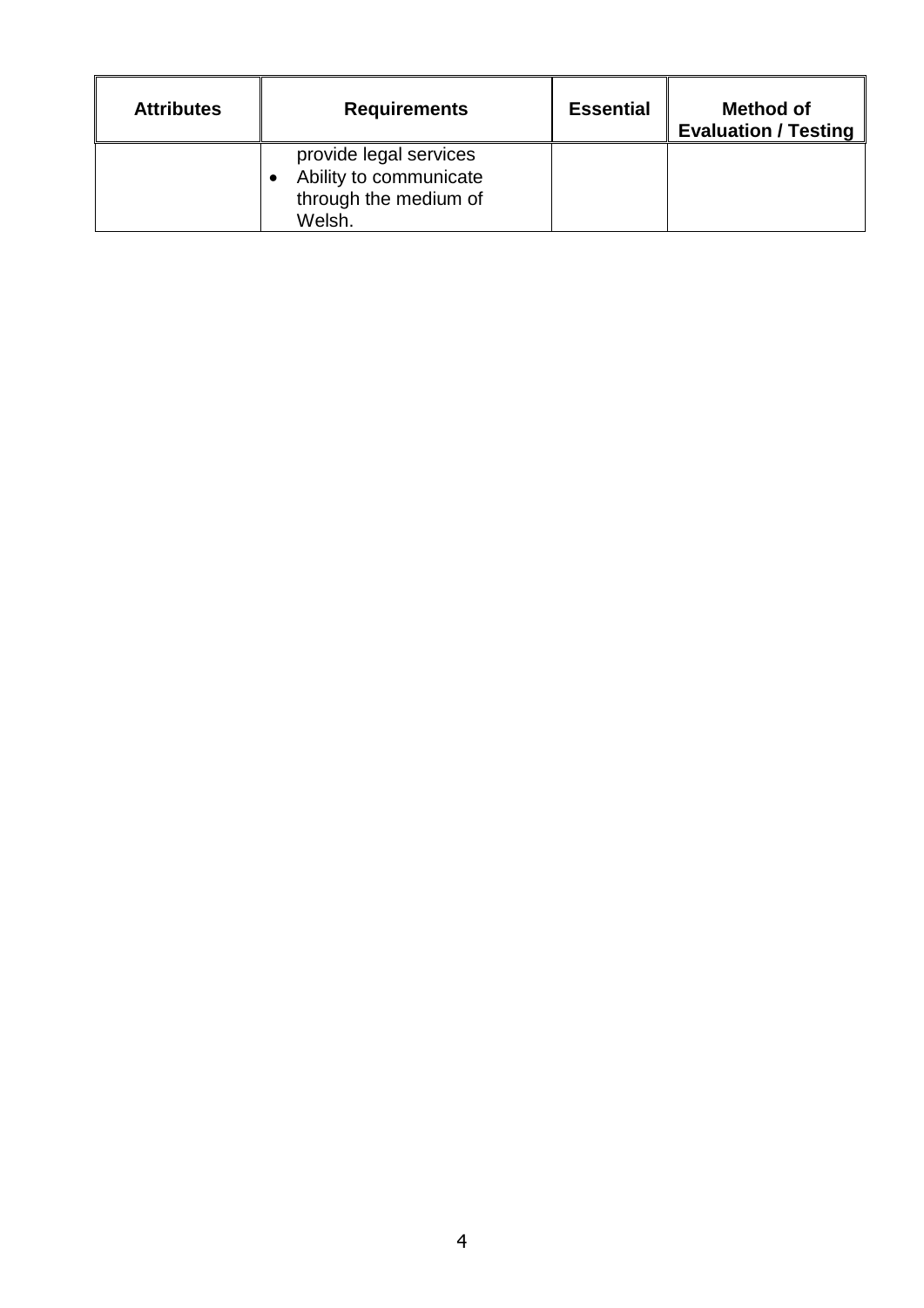| Attributes | Requirements | Essential | Method of Evaluation / Testing |
| --- | --- | --- | --- |
| | provide legal services<br>• Ability to communicate through the medium of Welsh. | | |